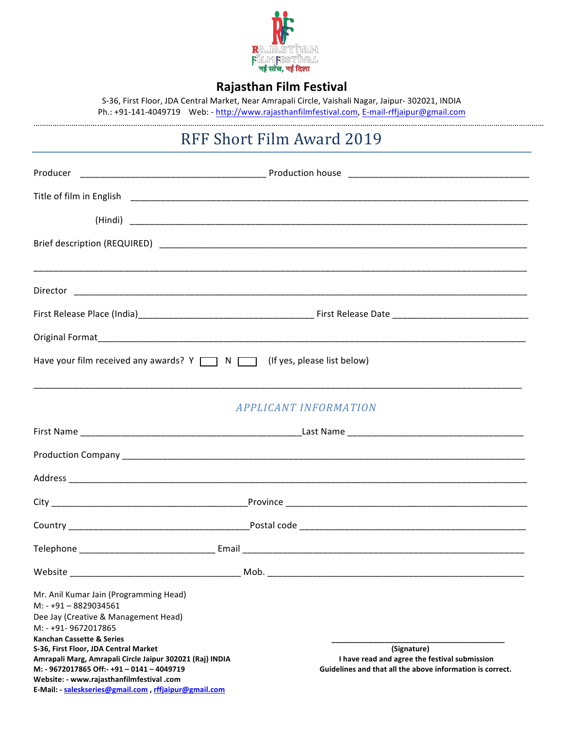# Rajasthan Film Festival

S-36, First Floor, JDA Central Market, Near Amrapali Circle, Vaishali Nagar, Jaipur- 302021, INDIA
Ph.: +91-141-4049719 Web: - http://www.rajasthanfilmfestival.com, E-mail-rffjaipur@gmail.com

## RFF Short Film Award 2019

Producer _______________________________ Production house _______________________________

Title of film in English _______________________________________________________________

(Hindi) _______________________________________________________________

Brief description (REQUIRED) __________________________________________________________

_______________________________________________________________________________

Director _______________________________________________________________________

First Release Place (India)____________________________ First Release Date ______________________

Original Format_________________________________________________________________

Have your film received any awards? Y ☐ N ☐ (If yes, please list below)

_______________________________________________________________________________

### *APPLICANT INFORMATION*

First Name ____________________________________Last Name _____________________________

Production Company ________________________________________________________________

Address _______________________________________________________________________

City ________________________________Province _______________________________________

Country ______________________________Postal code ___________________________________

Telephone _______________________ Email _____________________________________________

Website ____________________________ Mob. __________________________________________

Mr. Anil Kumar Jain (Programming Head)
M: - +91 – 8829034561
Dee Jay (Creative & Management Head)
M: - +91- 9672017865
**Kanchan Cassette & Series**
**S-36, First Floor, JDA Central Market**
**Amrapali Marg, Amrapali Circle Jaipur 302021 (Raj) INDIA**
**M: - 9672017865 Off:- +91 – 0141 – 4049719**
**Website: - www.rajasthanfilmfestival .com**
**E-Mail: - saleskseries@gmail.com , rffjaipur@gmail.com**

________________________________
**(Signature)**
**I have read and agree the festival submission Guidelines and that all the above information is correct.**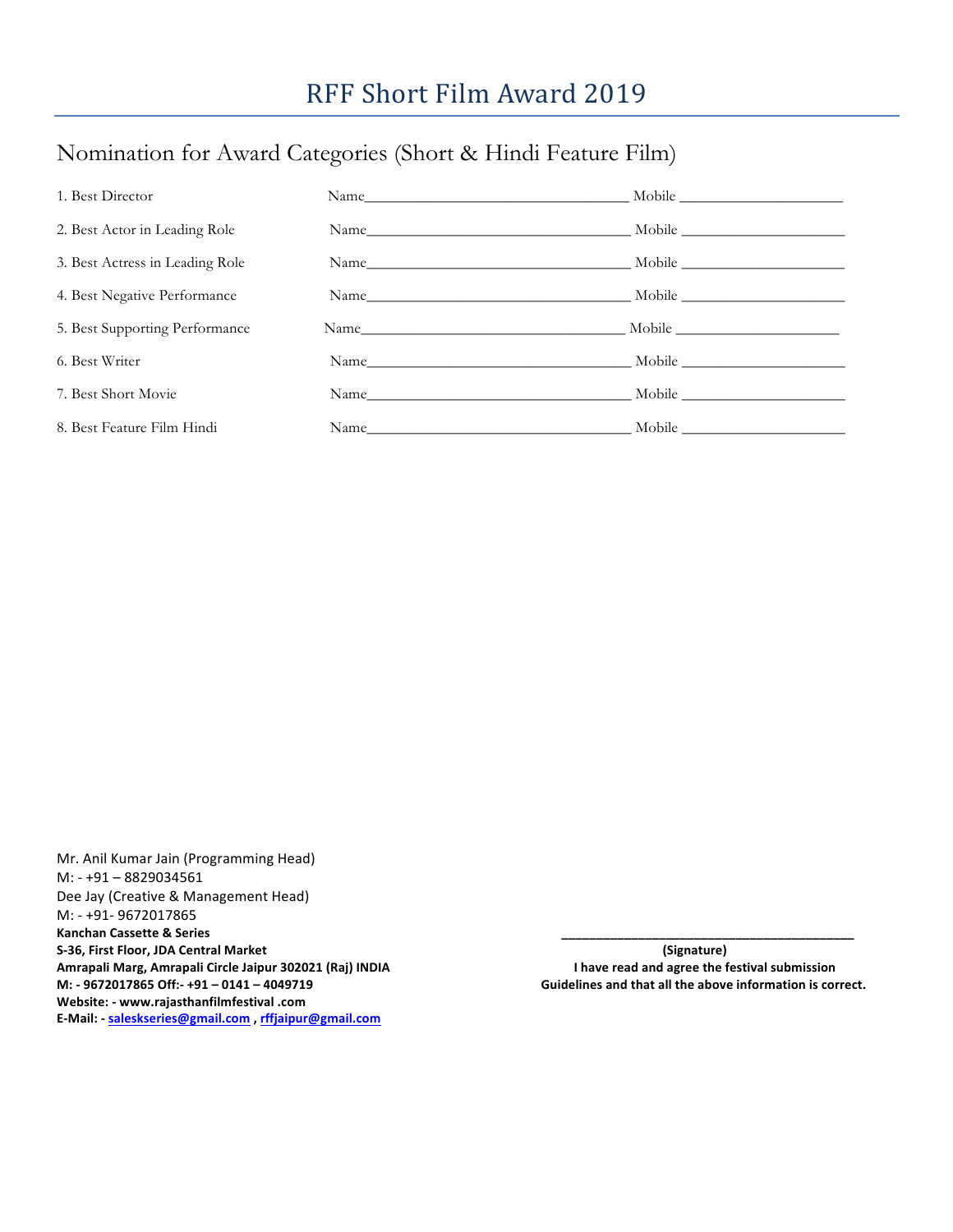# RFF Short Film Award 2019

## Nomination for Award Categories (Short & Hindi Feature Film)

1. Best Director Name___________________________________ Mobile ______________________
2. Best Actor in Leading Role Name___________________________________ Mobile ______________________
3. Best Actress in Leading Role Name___________________________________ Mobile ______________________
4. Best Negative Performance Name___________________________________ Mobile ______________________
5. Best Supporting Performance Name___________________________________ Mobile ______________________
6. Best Writer Name___________________________________ Mobile ______________________
7. Best Short Movie Name___________________________________ Mobile ______________________
8. Best Feature Film Hindi Name___________________________________ Mobile ______________________

Mr. Anil Kumar Jain (Programming Head)
M: - +91 – 8829034561
Dee Jay (Creative & Management Head)
M: - +91- 9672017865
**Kanchan Cassette & Series**
**S-36, First Floor, JDA Central Market**
**Amrapali Marg, Amrapali Circle Jaipur 302021 (Raj) INDIA**
**M: - 9672017865 Off:- +91 – 0141 – 4049719**
**Website: - www.rajasthanfilmfestival .com**
**E-Mail: - saleskseries@gmail.com , rffjaipur@gmail.com**

___________________________________________
**(Signature)**
**I have read and agree the festival submission Guidelines and that all the above information is correct.**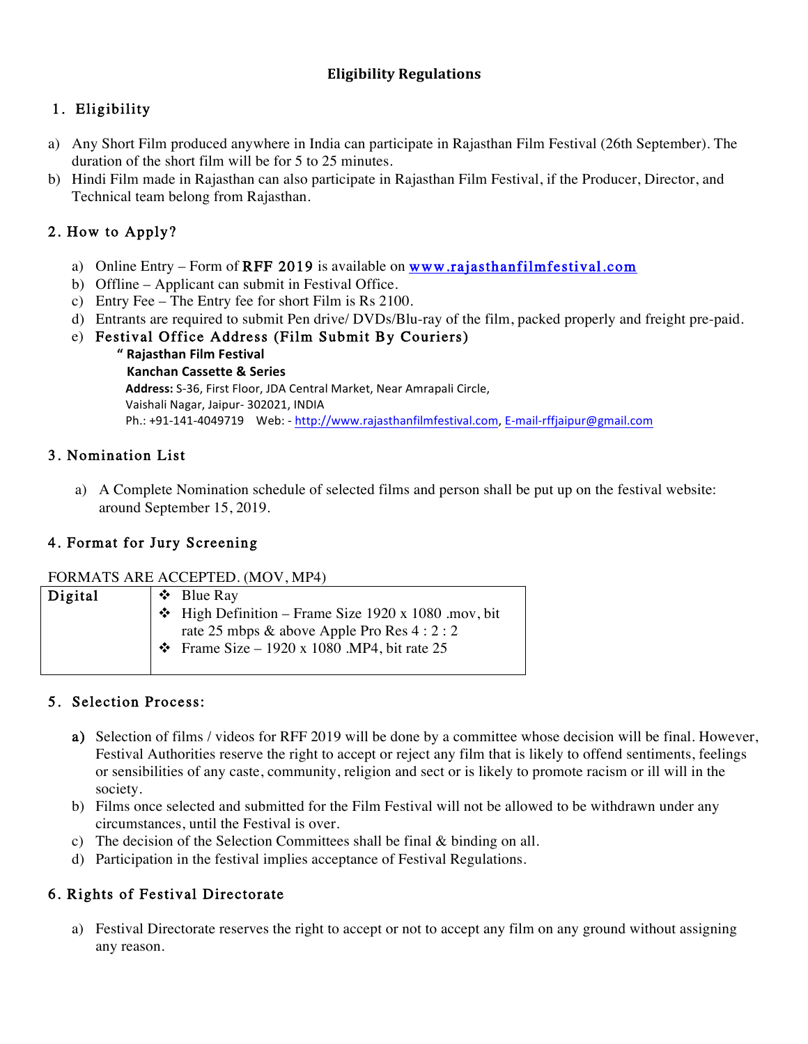# Eligibility Regulations

## 1. Eligibility

a) Any Short Film produced anywhere in India can participate in Rajasthan Film Festival (26th September). The duration of the short film will be for 5 to 25 minutes.
b) Hindi Film made in Rajasthan can also participate in Rajasthan Film Festival, if the Producer, Director, and Technical team belong from Rajasthan.

## 2. How to Apply?

a) Online Entry – Form of **RFF 2019** is available on [www.rajasthanfilmfestival.com](www.rajasthanfilmfestival.com)
b) Offline – Applicant can submit in Festival Office.
c) Entry Fee – The Entry fee for short Film is Rs 2100.
d) Entrants are required to submit Pen drive/ DVDs/Blu-ray of the film, packed properly and freight pre-paid.
e) **Festival Office Address (Film Submit By Couriers)**

**" Rajasthan Film Festival**
**Kanchan Cassette & Series**
**Address:** S-36, First Floor, JDA Central Market, Near Amrapali Circle,
Vaishali Nagar, Jaipur- 302021, INDIA
Ph.: +91-141-4049719 Web: - http://www.rajasthanfilmfestival.com, E-mail-rffjaipur@gmail.com

## 3. Nomination List

a) A Complete Nomination schedule of selected films and person shall be put up on the festival website: around September 15, 2019.

## 4. Format for Jury Screening

FORMATS ARE ACCEPTED. (MOV, MP4)

| Digital | ❖ Blue Ray<br>❖ High Definition – Frame Size 1920 x 1080 .mov, bit rate 25 mbps & above Apple Pro Res 4 : 2 : 2<br>❖ Frame Size – 1920 x 1080 .MP4, bit rate 25 |
|---|---|

## 5. Selection Process:

**a)** Selection of films / videos for RFF 2019 will be done by a committee whose decision will be final. However, Festival Authorities reserve the right to accept or reject any film that is likely to offend sentiments, feelings or sensibilities of any caste, community, religion and sect or is likely to promote racism or ill will in the society.
b) Films once selected and submitted for the Film Festival will not be allowed to be withdrawn under any circumstances, until the Festival is over.
c) The decision of the Selection Committees shall be final & binding on all.
d) Participation in the festival implies acceptance of Festival Regulations.

## 6. Rights of Festival Directorate

a) Festival Directorate reserves the right to accept or not to accept any film on any ground without assigning any reason.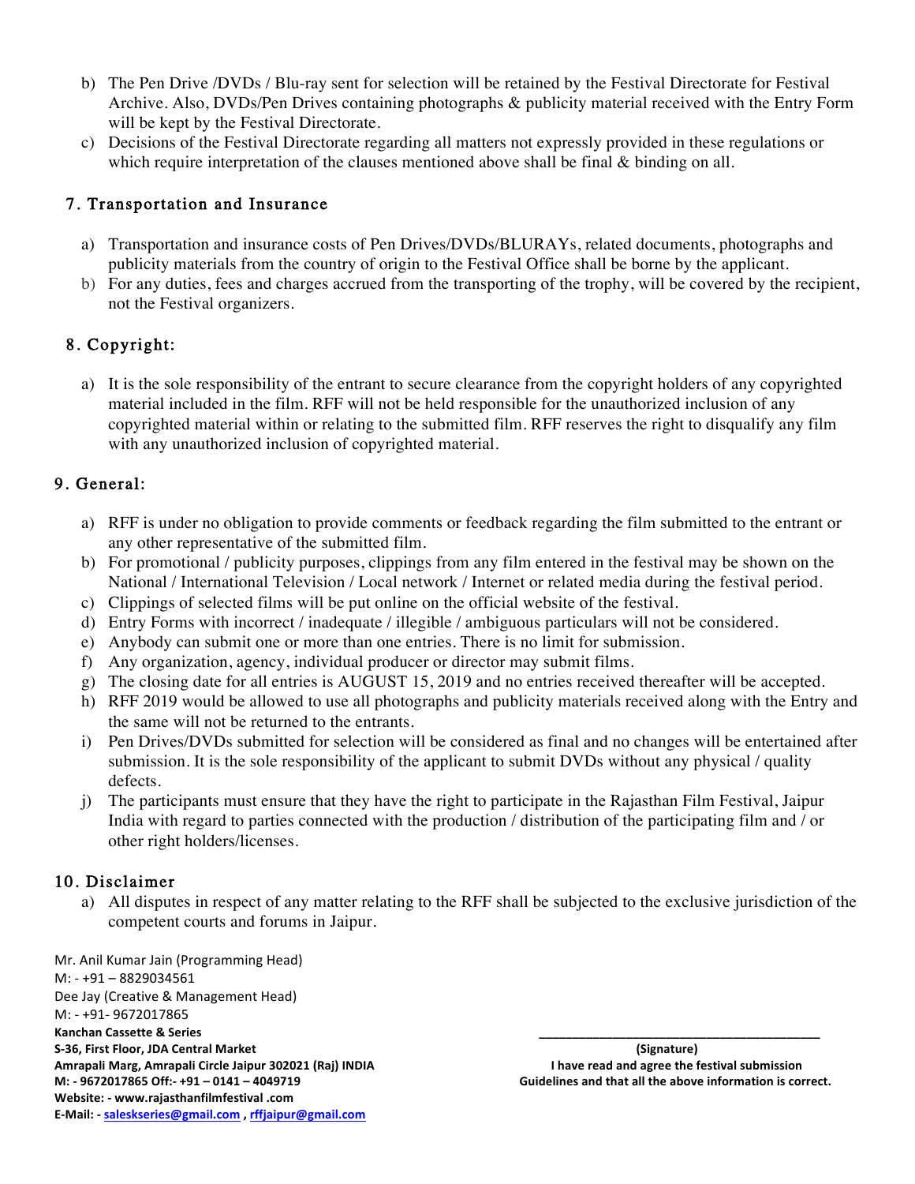b) The Pen Drive /DVDs / Blu-ray sent for selection will be retained by the Festival Directorate for Festival Archive. Also, DVDs/Pen Drives containing photographs & publicity material received with the Entry Form will be kept by the Festival Directorate.

c) Decisions of the Festival Directorate regarding all matters not expressly provided in these regulations or which require interpretation of the clauses mentioned above shall be final & binding on all.

## 7. Transportation and Insurance

a) Transportation and insurance costs of Pen Drives/DVDs/BLURAYs, related documents, photographs and publicity materials from the country of origin to the Festival Office shall be borne by the applicant.

b) For any duties, fees and charges accrued from the transporting of the trophy, will be covered by the recipient, not the Festival organizers.

## 8. Copyright:

a) It is the sole responsibility of the entrant to secure clearance from the copyright holders of any copyrighted material included in the film. RFF will not be held responsible for the unauthorized inclusion of any copyrighted material within or relating to the submitted film. RFF reserves the right to disqualify any film with any unauthorized inclusion of copyrighted material.

## 9. General:

a) RFF is under no obligation to provide comments or feedback regarding the film submitted to the entrant or any other representative of the submitted film.

b) For promotional / publicity purposes, clippings from any film entered in the festival may be shown on the National / International Television / Local network / Internet or related media during the festival period.

c) Clippings of selected films will be put online on the official website of the festival.

d) Entry Forms with incorrect / inadequate / illegible / ambiguous particulars will not be considered.

e) Anybody can submit one or more than one entries. There is no limit for submission.

f) Any organization, agency, individual producer or director may submit films.

g) The closing date for all entries is AUGUST 15, 2019 and no entries received thereafter will be accepted.

h) RFF 2019 would be allowed to use all photographs and publicity materials received along with the Entry and the same will not be returned to the entrants.

i) Pen Drives/DVDs submitted for selection will be considered as final and no changes will be entertained after submission. It is the sole responsibility of the applicant to submit DVDs without any physical / quality defects.

j) The participants must ensure that they have the right to participate in the Rajasthan Film Festival, Jaipur India with regard to parties connected with the production / distribution of the participating film and / or other right holders/licenses.

## 10. Disclaimer

a) All disputes in respect of any matter relating to the RFF shall be subjected to the exclusive jurisdiction of the competent courts and forums in Jaipur.

Mr. Anil Kumar Jain (Programming Head)
M: - +91 – 8829034561
Dee Jay (Creative & Management Head)
M: - +91- 9672017865
**Kanchan Cassette & Series**
**S-36, First Floor, JDA Central Market**
**Amrapali Marg, Amrapali Circle Jaipur 302021 (Raj) INDIA**
**M: - 9672017865 Off:- +91 – 0141 – 4049719**
**Website: - www.rajasthanfilmfestival .com**
**E-Mail: - salesksseries@gmail.com , rffjaipur@gmail.com**

\_\_\_\_\_\_\_\_\_\_\_\_\_\_\_\_\_\_\_\_\_\_\_\_\_\_\_\_\_\_\_\_\_\_\_\_

**(Signature)**
**I have read and agree the festival submission Guidelines and that all the above information is correct.**